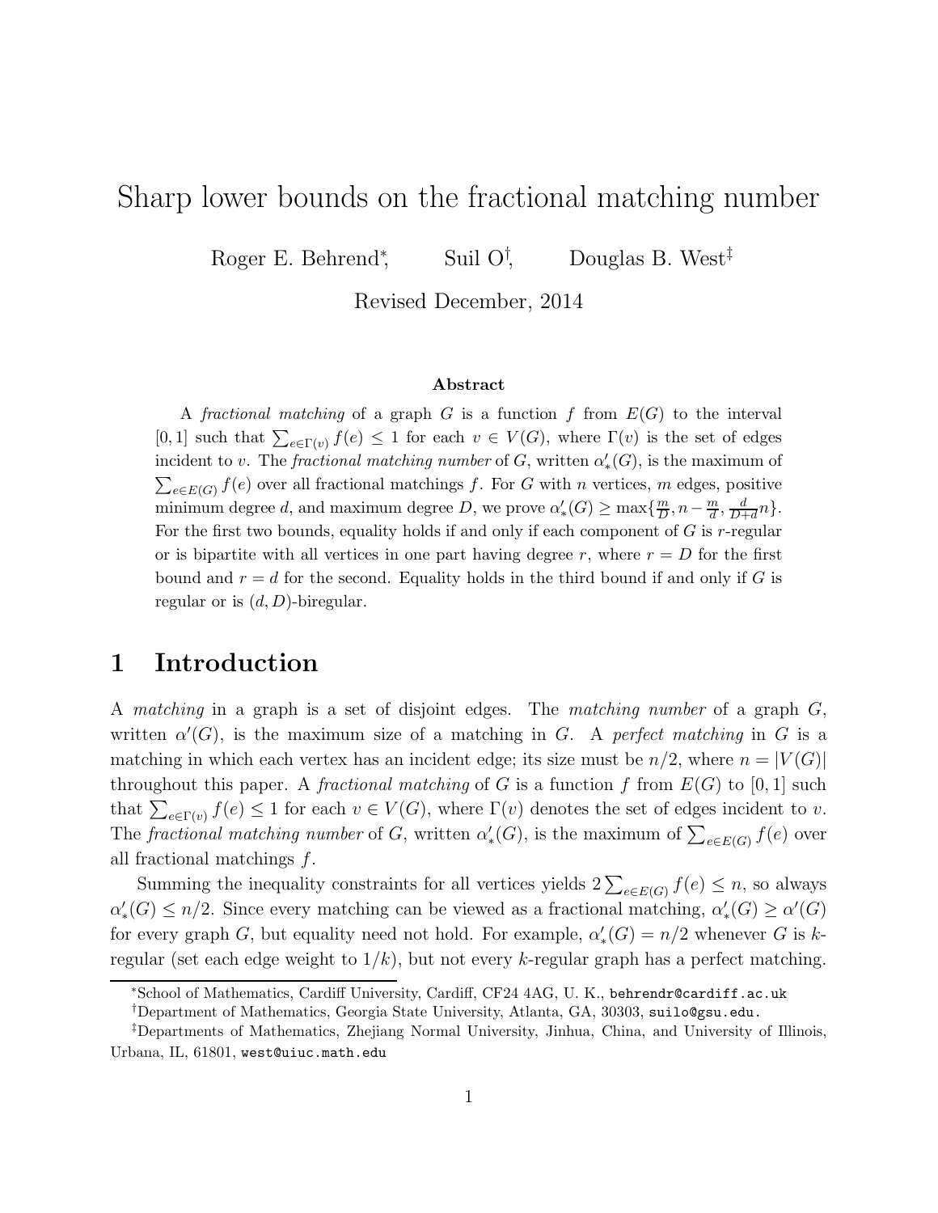# Sharp lower bounds on the fractional matching number

Roger E. Behrend[*], Suil O[†], Douglas B. West[‡]

Revised December, 2014

**Abstract**

A *fractional matching* of a graph $G$ is a function $f$ from $E(G)$ to the interval $[0,1]$ such that $\sum_{e\in\Gamma(v)} f(e) \le 1$ for each $v \in V(G)$, where $\Gamma(v)$ is the set of edges incident to $v$. The *fractional matching number* of $G$, written $\alpha'_*(G)$, is the maximum of $\sum_{e\in E(G)} f(e)$ over all fractional matchings $f$. For $G$ with $n$ vertices, $m$ edges, positive minimum degree $d$, and maximum degree $D$, we prove $\alpha'_*(G) \ge \max\{\frac{m}{D}, n - \frac{m}{d}, \frac{d}{D+d}n\}$. For the first two bounds, equality holds if and only if each component of $G$ is $r$-regular or is bipartite with all vertices in one part having degree $r$, where $r = D$ for the first bound and $r = d$ for the second. Equality holds in the third bound if and only if $G$ is regular or is $(d, D)$-biregular.

## 1 Introduction

A *matching* in a graph is a set of disjoint edges. The *matching number* of a graph $G$, written $\alpha'(G)$, is the maximum size of a matching in $G$. A *perfect matching* in $G$ is a matching in which each vertex has an incident edge; its size must be $n/2$, where $n = |V(G)|$ throughout this paper. A *fractional matching* of $G$ is a function $f$ from $E(G)$ to $[0,1]$ such that $\sum_{e\in\Gamma(v)} f(e) \le 1$ for each $v \in V(G)$, where $\Gamma(v)$ denotes the set of edges incident to $v$. The *fractional matching number* of $G$, written $\alpha'_*(G)$, is the maximum of $\sum_{e\in E(G)} f(e)$ over all fractional matchings $f$.

Summing the inequality constraints for all vertices yields $2\sum_{e\in E(G)} f(e) \le n$, so always $\alpha'_*(G) \le n/2$. Since every matching can be viewed as a fractional matching, $\alpha'_*(G) \ge \alpha'(G)$ for every graph $G$, but equality need not hold. For example, $\alpha'_*(G) = n/2$ whenever $G$ is $k$-regular (set each edge weight to $1/k$), but not every $k$-regular graph has a perfect matching.

[*] School of Mathematics, Cardiff University, Cardiff, CF24 4AG, U. K., behrendr@cardiff.ac.uk

[†] Department of Mathematics, Georgia State University, Atlanta, GA, 30303, suilo@gsu.edu.

[‡] Departments of Mathematics, Zhejiang Normal University, Jinhua, China, and University of Illinois, Urbana, IL, 61801, west@uiuc.math.edu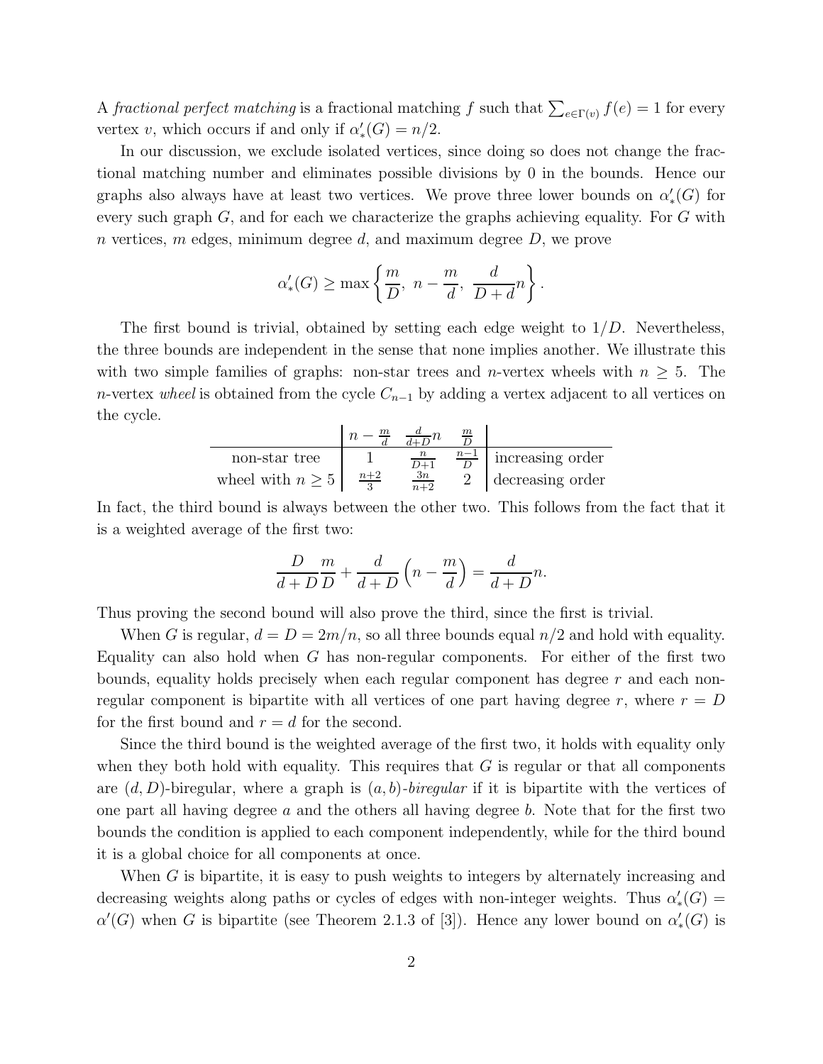A *fractional perfect matching* is a fractional matching $f$ such that $\sum_{e\in\Gamma(v)} f(e) = 1$ for every vertex $v$, which occurs if and only if $\alpha'_*(G) = n/2$.

In our discussion, we exclude isolated vertices, since doing so does not change the fractional matching number and eliminates possible divisions by 0 in the bounds. Hence our graphs also always have at least two vertices. We prove three lower bounds on $\alpha'_*(G)$ for every such graph $G$, and for each we characterize the graphs achieving equality. For $G$ with $n$ vertices, $m$ edges, minimum degree $d$, and maximum degree $D$, we prove

$$\alpha'_*(G) \geq \max\left\{\frac{m}{D},\ n - \frac{m}{d},\ \frac{d}{D+d}n\right\}.$$

The first bound is trivial, obtained by setting each edge weight to $1/D$. Nevertheless, the three bounds are independent in the sense that none implies another. We illustrate this with two simple families of graphs: non-star trees and $n$-vertex wheels with $n \geq 5$. The $n$-vertex *wheel* is obtained from the cycle $C_{n-1}$ by adding a vertex adjacent to all vertices on the cycle.

| | $n - \frac{m}{d}$ | $\frac{d}{d+D}n$ | $\frac{m}{D}$ | |
|---|---|---|---|---|
| non-star tree | $1$ | $\frac{n}{D+1}$ | $\frac{n-1}{D}$ | increasing order |
| wheel with $n \geq 5$ | $\frac{n+2}{3}$ | $\frac{3n}{n+2}$ | $2$ | decreasing order |

In fact, the third bound is always between the other two. This follows from the fact that it is a weighted average of the first two:

$$\frac{D}{d+D}\frac{m}{D} + \frac{d}{d+D}\left(n - \frac{m}{d}\right) = \frac{d}{d+D}n.$$

Thus proving the second bound will also prove the third, since the first is trivial.

When $G$ is regular, $d = D = 2m/n$, so all three bounds equal $n/2$ and hold with equality. Equality can also hold when $G$ has non-regular components. For either of the first two bounds, equality holds precisely when each regular component has degree $r$ and each non-regular component is bipartite with all vertices of one part having degree $r$, where $r = D$ for the first bound and $r = d$ for the second.

Since the third bound is the weighted average of the first two, it holds with equality only when they both hold with equality. This requires that $G$ is regular or that all components are $(d, D)$-biregular, where a graph is $(a, b)$-*biregular* if it is bipartite with the vertices of one part all having degree $a$ and the others all having degree $b$. Note that for the first two bounds the condition is applied to each component independently, while for the third bound it is a global choice for all components at once.

When $G$ is bipartite, it is easy to push weights to integers by alternately increasing and decreasing weights along paths or cycles of edges with non-integer weights. Thus $\alpha'_*(G) = \alpha'(G)$ when $G$ is bipartite (see Theorem 2.1.3 of [3]). Hence any lower bound on $\alpha'_*(G)$ is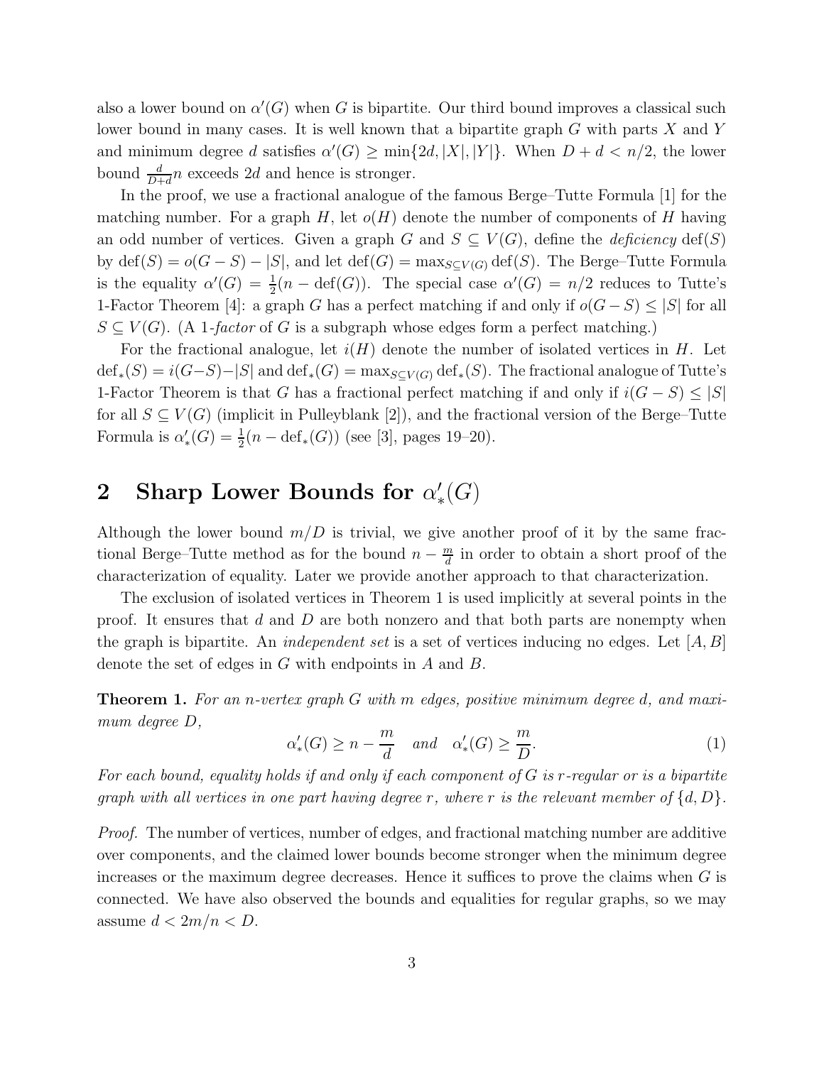also a lower bound on $\alpha'(G)$ when $G$ is bipartite. Our third bound improves a classical such lower bound in many cases. It is well known that a bipartite graph $G$ with parts $X$ and $Y$ and minimum degree $d$ satisfies $\alpha'(G) \geq \min\{2d, |X|, |Y|\}$. When $D + d < n/2$, the lower bound $\frac{d}{D+d}n$ exceeds $2d$ and hence is stronger.

In the proof, we use a fractional analogue of the famous Berge–Tutte Formula [1] for the matching number. For a graph $H$, let $o(H)$ denote the number of components of $H$ having an odd number of vertices. Given a graph $G$ and $S \subseteq V(G)$, define the *deficiency* $\mathrm{def}(S)$ by $\mathrm{def}(S) = o(G - S) - |S|$, and let $\mathrm{def}(G) = \max_{S \subseteq V(G)} \mathrm{def}(S)$. The Berge–Tutte Formula is the equality $\alpha'(G) = \frac{1}{2}(n - \mathrm{def}(G))$. The special case $\alpha'(G) = n/2$ reduces to Tutte's 1-Factor Theorem [4]: a graph $G$ has a perfect matching if and only if $o(G - S) \leq |S|$ for all $S \subseteq V(G)$. (A *1-factor* of $G$ is a subgraph whose edges form a perfect matching.)

For the fractional analogue, let $i(H)$ denote the number of isolated vertices in $H$. Let $\mathrm{def}_*(S) = i(G-S) - |S|$ and $\mathrm{def}_*(G) = \max_{S \subseteq V(G)} \mathrm{def}_*(S)$. The fractional analogue of Tutte's 1-Factor Theorem is that $G$ has a fractional perfect matching if and only if $i(G - S) \leq |S|$ for all $S \subseteq V(G)$ (implicit in Pulleyblank [2]), and the fractional version of the Berge–Tutte Formula is $\alpha'_*(G) = \frac{1}{2}(n - \mathrm{def}_*(G))$ (see [3], pages 19–20).

## 2 Sharp Lower Bounds for $\alpha'_*(G)$

Although the lower bound $m/D$ is trivial, we give another proof of it by the same fractional Berge–Tutte method as for the bound $n - \frac{m}{d}$ in order to obtain a short proof of the characterization of equality. Later we provide another approach to that characterization.

The exclusion of isolated vertices in Theorem 1 is used implicitly at several points in the proof. It ensures that $d$ and $D$ are both nonzero and that both parts are nonempty when the graph is bipartite. An *independent set* is a set of vertices inducing no edges. Let $[A, B]$ denote the set of edges in $G$ with endpoints in $A$ and $B$.

**Theorem 1.** *For an $n$-vertex graph $G$ with $m$ edges, positive minimum degree $d$, and maximum degree $D$,*

$$\alpha'_*(G) \geq n - \frac{m}{d} \quad \text{and} \quad \alpha'_*(G) \geq \frac{m}{D}. \tag{1}$$

*For each bound, equality holds if and only if each component of $G$ is $r$-regular or is a bipartite graph with all vertices in one part having degree $r$, where $r$ is the relevant member of $\{d, D\}$.*

*Proof.* The number of vertices, number of edges, and fractional matching number are additive over components, and the claimed lower bounds become stronger when the minimum degree increases or the maximum degree decreases. Hence it suffices to prove the claims when $G$ is connected. We have also observed the bounds and equalities for regular graphs, so we may assume $d < 2m/n < D$.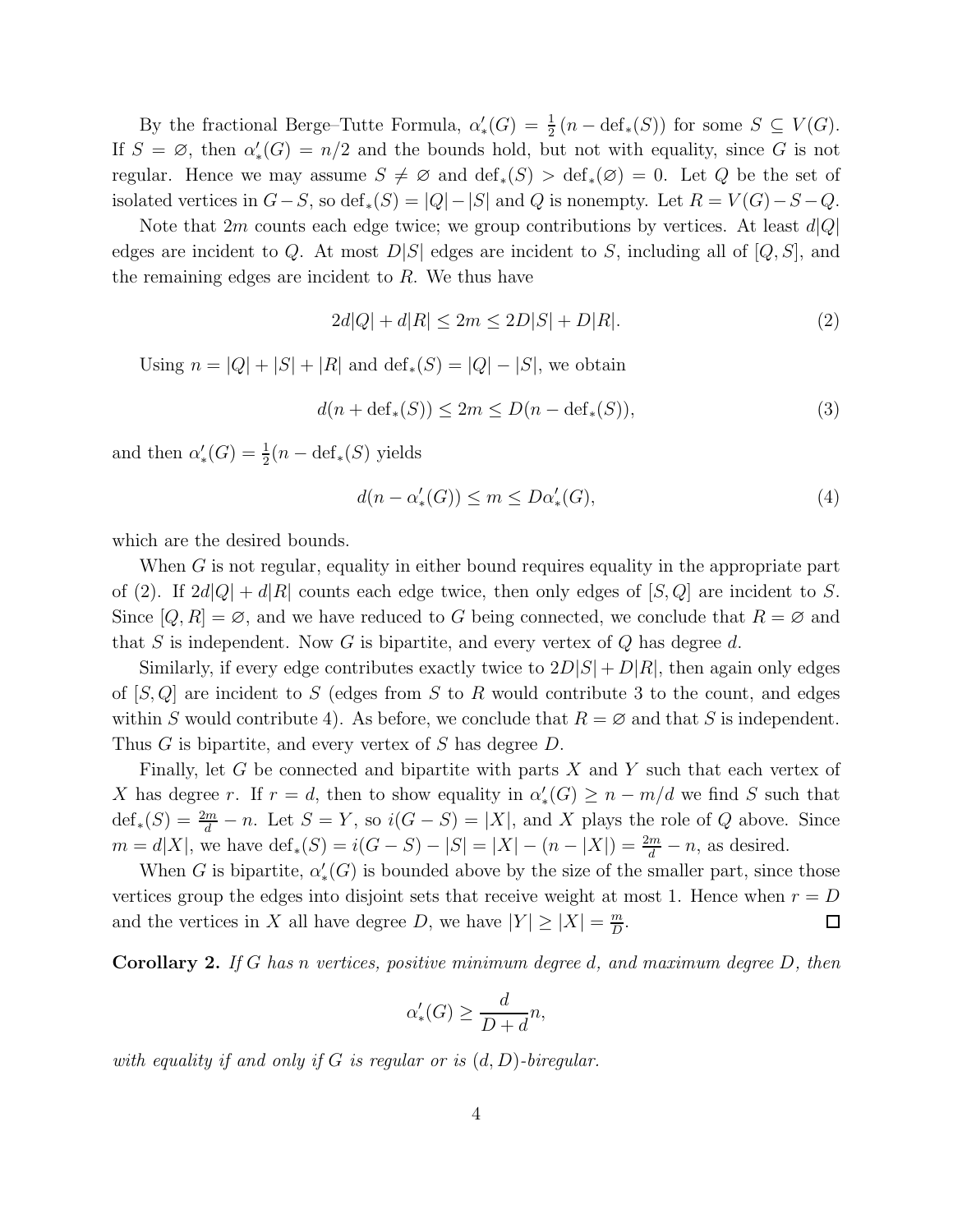By the fractional Berge–Tutte Formula, $\alpha'_*(G) = \frac{1}{2}(n - \operatorname{def}_*(S))$ for some $S \subseteq V(G)$. If $S = \varnothing$, then $\alpha'_*(G) = n/2$ and the bounds hold, but not with equality, since $G$ is not regular. Hence we may assume $S \neq \varnothing$ and $\operatorname{def}_*(S) > \operatorname{def}_*(\varnothing) = 0$. Let $Q$ be the set of isolated vertices in $G - S$, so $\operatorname{def}_*(S) = |Q| - |S|$ and $Q$ is nonempty. Let $R = V(G) - S - Q$.

Note that $2m$ counts each edge twice; we group contributions by vertices. At least $d|Q|$ edges are incident to $Q$. At most $D|S|$ edges are incident to $S$, including all of $[Q, S]$, and the remaining edges are incident to $R$. We thus have

$$2d|Q| + d|R| \leq 2m \leq 2D|S| + D|R|. \tag{2}$$

Using $n = |Q| + |S| + |R|$ and $\operatorname{def}_*(S) = |Q| - |S|$, we obtain

$$d(n + \operatorname{def}_*(S)) \leq 2m \leq D(n - \operatorname{def}_*(S)), \tag{3}$$

and then $\alpha'_*(G) = \frac{1}{2}(n - \operatorname{def}_*(S)$ yields

$$d(n - \alpha'_*(G)) \leq m \leq D\alpha'_*(G), \tag{4}$$

which are the desired bounds.

When $G$ is not regular, equality in either bound requires equality in the appropriate part of (2). If $2d|Q| + d|R|$ counts each edge twice, then only edges of $[S, Q]$ are incident to $S$. Since $[Q, R] = \varnothing$, and we have reduced to $G$ being connected, we conclude that $R = \varnothing$ and that $S$ is independent. Now $G$ is bipartite, and every vertex of $Q$ has degree $d$.

Similarly, if every edge contributes exactly twice to $2D|S| + D|R|$, then again only edges of $[S, Q]$ are incident to $S$ (edges from $S$ to $R$ would contribute 3 to the count, and edges within $S$ would contribute 4). As before, we conclude that $R = \varnothing$ and that $S$ is independent. Thus $G$ is bipartite, and every vertex of $S$ has degree $D$.

Finally, let $G$ be connected and bipartite with parts $X$ and $Y$ such that each vertex of $X$ has degree $r$. If $r = d$, then to show equality in $\alpha'_*(G) \geq n - m/d$ we find $S$ such that $\operatorname{def}_*(S) = \frac{2m}{d} - n$. Let $S = Y$, so $i(G - S) = |X|$, and $X$ plays the role of $Q$ above. Since $m = d|X|$, we have $\operatorname{def}_*(S) = i(G - S) - |S| = |X| - (n - |X|) = \frac{2m}{d} - n$, as desired.

When $G$ is bipartite, $\alpha'_*(G)$ is bounded above by the size of the smaller part, since those vertices group the edges into disjoint sets that receive weight at most 1. Hence when $r = D$ and the vertices in $X$ all have degree $D$, we have $|Y| \geq |X| = \frac{m}{D}$. □

**Corollary 2.** *If $G$ has $n$ vertices, positive minimum degree $d$, and maximum degree $D$, then*

$$\alpha'_*(G) \geq \frac{d}{D + d} n,$$

*with equality if and only if $G$ is regular or is $(d, D)$-biregular.*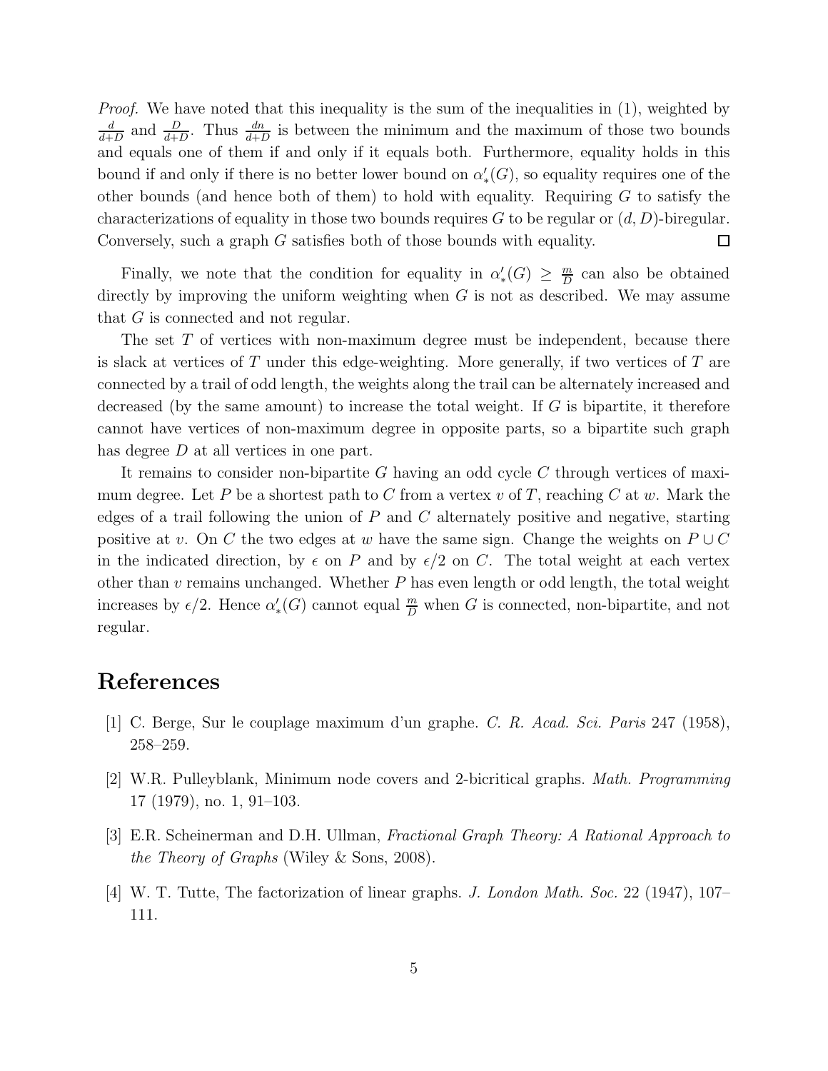*Proof.* We have noted that this inequality is the sum of the inequalities in (1), weighted by $\frac{d}{d+D}$ and $\frac{D}{d+D}$. Thus $\frac{dn}{d+D}$ is between the minimum and the maximum of those two bounds and equals one of them if and only if it equals both. Furthermore, equality holds in this bound if and only if there is no better lower bound on $\alpha'_*(G)$, so equality requires one of the other bounds (and hence both of them) to hold with equality. Requiring $G$ to satisfy the characterizations of equality in those two bounds requires $G$ to be regular or $(d, D)$-biregular. Conversely, such a graph $G$ satisfies both of those bounds with equality. □

Finally, we note that the condition for equality in $\alpha'_*(G) \geq \frac{m}{D}$ can also be obtained directly by improving the uniform weighting when $G$ is not as described. We may assume that $G$ is connected and not regular.

The set $T$ of vertices with non-maximum degree must be independent, because there is slack at vertices of $T$ under this edge-weighting. More generally, if two vertices of $T$ are connected by a trail of odd length, the weights along the trail can be alternately increased and decreased (by the same amount) to increase the total weight. If $G$ is bipartite, it therefore cannot have vertices of non-maximum degree in opposite parts, so a bipartite such graph has degree $D$ at all vertices in one part.

It remains to consider non-bipartite $G$ having an odd cycle $C$ through vertices of maximum degree. Let $P$ be a shortest path to $C$ from a vertex $v$ of $T$, reaching $C$ at $w$. Mark the edges of a trail following the union of $P$ and $C$ alternately positive and negative, starting positive at $v$. On $C$ the two edges at $w$ have the same sign. Change the weights on $P \cup C$ in the indicated direction, by $\epsilon$ on $P$ and by $\epsilon/2$ on $C$. The total weight at each vertex other than $v$ remains unchanged. Whether $P$ has even length or odd length, the total weight increases by $\epsilon/2$. Hence $\alpha'_*(G)$ cannot equal $\frac{m}{D}$ when $G$ is connected, non-bipartite, and not regular.

# References

[1] C. Berge, Sur le couplage maximum d'un graphe. *C. R. Acad. Sci. Paris* 247 (1958), 258–259.

[2] W.R. Pulleyblank, Minimum node covers and 2-bicritical graphs. *Math. Programming* 17 (1979), no. 1, 91–103.

[3] E.R. Scheinerman and D.H. Ullman, *Fractional Graph Theory: A Rational Approach to the Theory of Graphs* (Wiley & Sons, 2008).

[4] W. T. Tutte, The factorization of linear graphs. *J. London Math. Soc.* 22 (1947), 107–111.